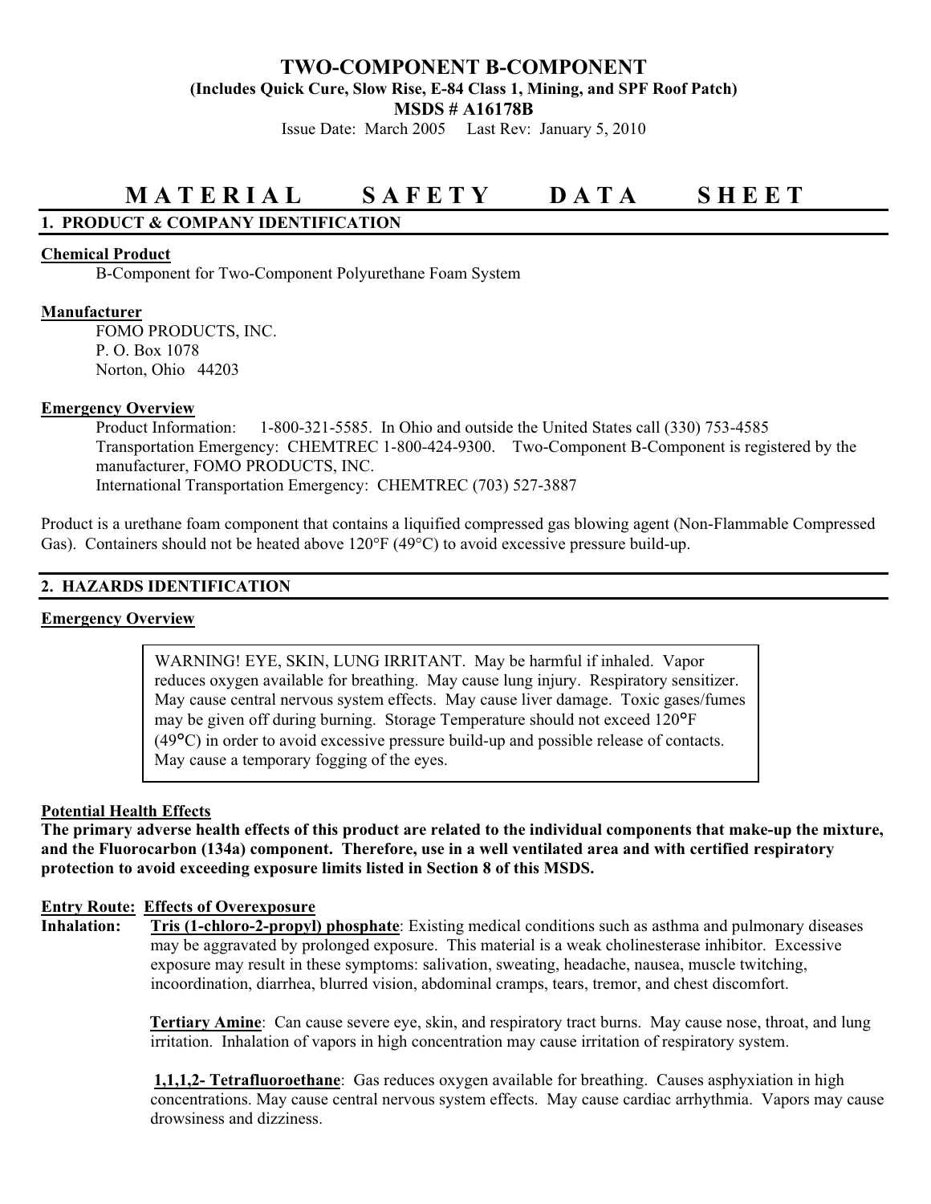# TWO-COMPONENT B-COMPONENT

**(Includes Quick Cure, Slow Rise, E-84 Class 1, Mining, and SPF Roof Patch)**

**MSDS # A16178B**

Issue Date: March 2005 Last Rev: January 5, 2010

# MATERIAL SAFETY DATA SHEET

## 1. PRODUCT & COMPANY IDENTIFICATION

**Chemical Product**

B-Component for Two-Component Polyurethane Foam System

**Manufacturer**

FOMO PRODUCTS, INC.
P. O. Box 1078
Norton, Ohio 44203

**Emergency Overview**

Product Information: 1-800-321-5585. In Ohio and outside the United States call (330) 753-4585
Transportation Emergency: CHEMTREC 1-800-424-9300. Two-Component B-Component is registered by the manufacturer, FOMO PRODUCTS, INC.
International Transportation Emergency: CHEMTREC (703) 527-3887

Product is a urethane foam component that contains a liquified compressed gas blowing agent (Non-Flammable Compressed Gas). Containers should not be heated above 120°F (49°C) to avoid excessive pressure build-up.

## 2. HAZARDS IDENTIFICATION

**Emergency Overview**

> WARNING! EYE, SKIN, LUNG IRRITANT. May be harmful if inhaled. Vapor reduces oxygen available for breathing. May cause lung injury. Respiratory sensitizer. May cause central nervous system effects. May cause liver damage. Toxic gases/fumes may be given off during burning. Storage Temperature should not exceed 120°F (49°C) in order to avoid excessive pressure build-up and possible release of contacts. May cause a temporary fogging of the eyes.

**Potential Health Effects**

**The primary adverse health effects of this product are related to the individual components that make-up the mixture, and the Fluorocarbon (134a) component. Therefore, use in a well ventilated area and with certified respiratory protection to avoid exceeding exposure limits listed in Section 8 of this MSDS.**

**Entry Route: Effects of Overexposure**

**Inhalation:** **Tris (1-chloro-2-propyl) phosphate**: Existing medical conditions such as asthma and pulmonary diseases may be aggravated by prolonged exposure. This material is a weak cholinesterase inhibitor. Excessive exposure may result in these symptoms: salivation, sweating, headache, nausea, muscle twitching, incoordination, diarrhea, blurred vision, abdominal cramps, tears, tremor, and chest discomfort.

**Tertiary Amine**: Can cause severe eye, skin, and respiratory tract burns. May cause nose, throat, and lung irritation. Inhalation of vapors in high concentration may cause irritation of respiratory system.

**1,1,1,2- Tetrafluoroethane**: Gas reduces oxygen available for breathing. Causes asphyxiation in high concentrations. May cause central nervous system effects. May cause cardiac arrhythmia. Vapors may cause drowsiness and dizziness.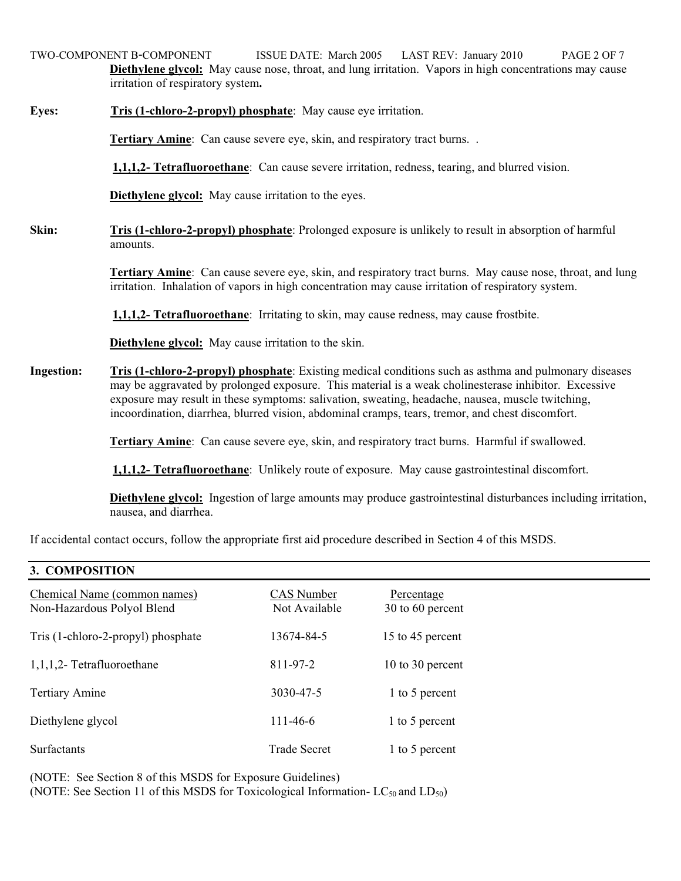**Diethylene glycol:** May cause nose, throat, and lung irritation. Vapors in high concentrations may cause irritation of respiratory system**.**

**Eyes:** **Tris (1-chloro-2-propyl) phosphate**: May cause eye irritation.

**Tertiary Amine**: Can cause severe eye, skin, and respiratory tract burns. .

**1,1,1,2- Tetrafluoroethane**: Can cause severe irritation, redness, tearing, and blurred vision.

**Diethylene glycol:** May cause irritation to the eyes.

**Skin:** **Tris (1-chloro-2-propyl) phosphate**: Prolonged exposure is unlikely to result in absorption of harmful amounts.

**Tertiary Amine**: Can cause severe eye, skin, and respiratory tract burns. May cause nose, throat, and lung irritation. Inhalation of vapors in high concentration may cause irritation of respiratory system.

**1,1,1,2- Tetrafluoroethane**: Irritating to skin, may cause redness, may cause frostbite.

**Diethylene glycol:** May cause irritation to the skin.

**Ingestion:** **Tris (1-chloro-2-propyl) phosphate**: Existing medical conditions such as asthma and pulmonary diseases may be aggravated by prolonged exposure. This material is a weak cholinesterase inhibitor. Excessive exposure may result in these symptoms: salivation, sweating, headache, nausea, muscle twitching, incoordination, diarrhea, blurred vision, abdominal cramps, tears, tremor, and chest discomfort.

**Tertiary Amine**: Can cause severe eye, skin, and respiratory tract burns. Harmful if swallowed.

**1,1,1,2- Tetrafluoroethane**: Unlikely route of exposure. May cause gastrointestinal discomfort.

**Diethylene glycol:** Ingestion of large amounts may produce gastrointestinal disturbances including irritation, nausea, and diarrhea.

If accidental contact occurs, follow the appropriate first aid procedure described in Section 4 of this MSDS.

## 3. COMPOSITION

| Chemical Name (common names) | CAS Number | Percentage |
|---|---|---|
| Non-Hazardous Polyol Blend | Not Available | 30 to 60 percent |
| Tris (1-chloro-2-propyl) phosphate | 13674-84-5 | 15 to 45 percent |
| 1,1,1,2- Tetrafluoroethane | 811-97-2 | 10 to 30 percent |
| Tertiary Amine | 3030-47-5 | 1 to 5 percent |
| Diethylene glycol | 111-46-6 | 1 to 5 percent |
| Surfactants | Trade Secret | 1 to 5 percent |

(NOTE: See Section 8 of this MSDS for Exposure Guidelines)
(NOTE: See Section 11 of this MSDS for Toxicological Information- $LC_{50}$ and $LD_{50}$)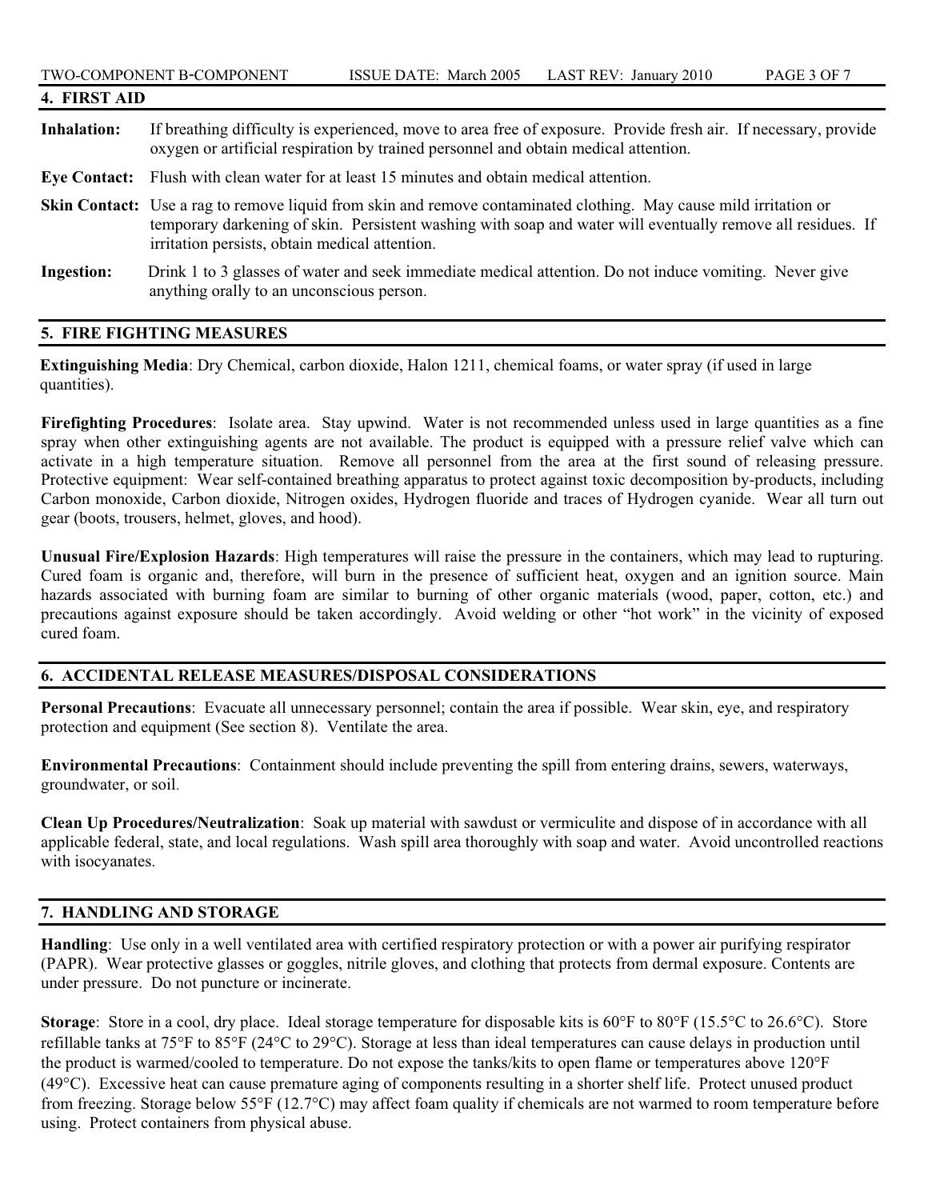## 4. FIRST AID

**Inhalation:** If breathing difficulty is experienced, move to area free of exposure. Provide fresh air. If necessary, provide oxygen or artificial respiration by trained personnel and obtain medical attention.

**Eye Contact:** Flush with clean water for at least 15 minutes and obtain medical attention.

**Skin Contact:** Use a rag to remove liquid from skin and remove contaminated clothing. May cause mild irritation or temporary darkening of skin. Persistent washing with soap and water will eventually remove all residues. If irritation persists, obtain medical attention.

**Ingestion:** Drink 1 to 3 glasses of water and seek immediate medical attention. Do not induce vomiting. Never give anything orally to an unconscious person.

## 5. FIRE FIGHTING MEASURES

**Extinguishing Media**: Dry Chemical, carbon dioxide, Halon 1211, chemical foams, or water spray (if used in large quantities).

**Firefighting Procedures**: Isolate area. Stay upwind. Water is not recommended unless used in large quantities as a fine spray when other extinguishing agents are not available. The product is equipped with a pressure relief valve which can activate in a high temperature situation. Remove all personnel from the area at the first sound of releasing pressure. Protective equipment: Wear self-contained breathing apparatus to protect against toxic decomposition by-products, including Carbon monoxide, Carbon dioxide, Nitrogen oxides, Hydrogen fluoride and traces of Hydrogen cyanide. Wear all turn out gear (boots, trousers, helmet, gloves, and hood).

**Unusual Fire/Explosion Hazards**: High temperatures will raise the pressure in the containers, which may lead to rupturing. Cured foam is organic and, therefore, will burn in the presence of sufficient heat, oxygen and an ignition source. Main hazards associated with burning foam are similar to burning of other organic materials (wood, paper, cotton, etc.) and precautions against exposure should be taken accordingly. Avoid welding or other "hot work" in the vicinity of exposed cured foam.

## 6. ACCIDENTAL RELEASE MEASURES/DISPOSAL CONSIDERATIONS

**Personal Precautions**: Evacuate all unnecessary personnel; contain the area if possible. Wear skin, eye, and respiratory protection and equipment (See section 8). Ventilate the area.

**Environmental Precautions**: Containment should include preventing the spill from entering drains, sewers, waterways, groundwater, or soil.

**Clean Up Procedures/Neutralization**: Soak up material with sawdust or vermiculite and dispose of in accordance with all applicable federal, state, and local regulations. Wash spill area thoroughly with soap and water. Avoid uncontrolled reactions with isocyanates.

## 7. HANDLING AND STORAGE

**Handling**: Use only in a well ventilated area with certified respiratory protection or with a power air purifying respirator (PAPR). Wear protective glasses or goggles, nitrile gloves, and clothing that protects from dermal exposure. Contents are under pressure. Do not puncture or incinerate.

**Storage**: Store in a cool, dry place. Ideal storage temperature for disposable kits is 60°F to 80°F (15.5°C to 26.6°C). Store refillable tanks at 75°F to 85°F (24°C to 29°C). Storage at less than ideal temperatures can cause delays in production until the product is warmed/cooled to temperature. Do not expose the tanks/kits to open flame or temperatures above 120°F (49°C). Excessive heat can cause premature aging of components resulting in a shorter shelf life. Protect unused product from freezing. Storage below 55°F (12.7°C) may affect foam quality if chemicals are not warmed to room temperature before using. Protect containers from physical abuse.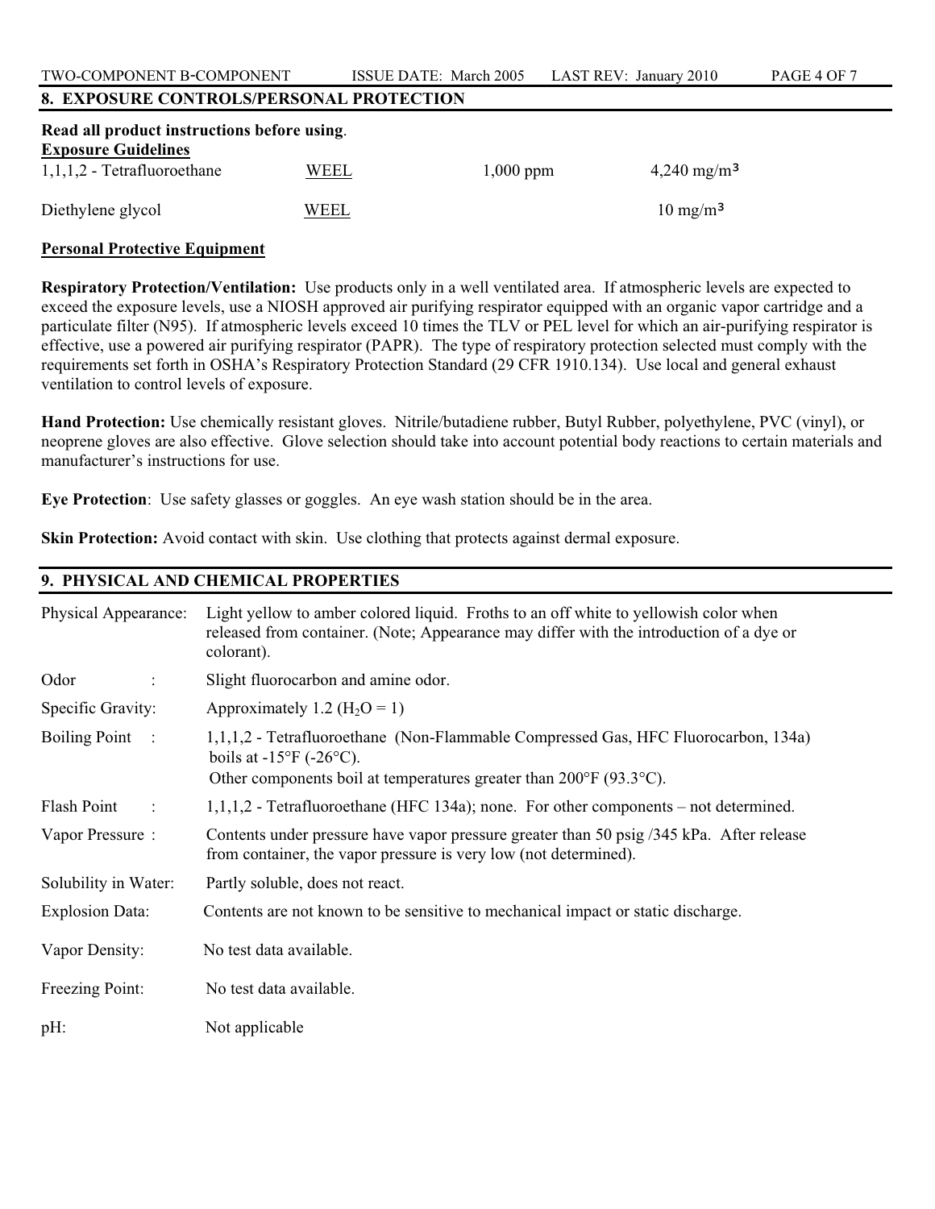## 8. EXPOSURE CONTROLS/PERSONAL PROTECTION

**Read all product instructions before using**.

**Exposure Guidelines**

| | | | |
|---|---|---|---|
| 1,1,1,2 - Tetrafluoroethane | WEEL | 1,000 ppm | 4,240 $mg/m^3$ |
| Diethylene glycol | WEEL | | 10 $mg/m^3$ |

**Personal Protective Equipment**

**Respiratory Protection/Ventilation:** Use products only in a well ventilated area. If atmospheric levels are expected to exceed the exposure levels, use a NIOSH approved air purifying respirator equipped with an organic vapor cartridge and a particulate filter (N95). If atmospheric levels exceed 10 times the TLV or PEL level for which an air-purifying respirator is effective, use a powered air purifying respirator (PAPR). The type of respiratory protection selected must comply with the requirements set forth in OSHA's Respiratory Protection Standard (29 CFR 1910.134). Use local and general exhaust ventilation to control levels of exposure.

**Hand Protection:** Use chemically resistant gloves. Nitrile/butadiene rubber, Butyl Rubber, polyethylene, PVC (vinyl), or neoprene gloves are also effective. Glove selection should take into account potential body reactions to certain materials and manufacturer's instructions for use.

**Eye Protection**: Use safety glasses or goggles. An eye wash station should be in the area.

**Skin Protection:** Avoid contact with skin. Use clothing that protects against dermal exposure.

## 9. PHYSICAL AND CHEMICAL PROPERTIES

| | |
|---|---|
| Physical Appearance: | Light yellow to amber colored liquid. Froths to an off white to yellowish color when released from container. (Note; Appearance may differ with the introduction of a dye or colorant). |
| Odor : | Slight fluorocarbon and amine odor. |
| Specific Gravity: | Approximately 1.2 ($H_2O$ = 1) |
| Boiling Point : | 1,1,1,2 - Tetrafluoroethane (Non-Flammable Compressed Gas, HFC Fluorocarbon, 134a) boils at -15°F (-26°C). Other components boil at temperatures greater than 200°F (93.3°C). |
| Flash Point : | 1,1,1,2 - Tetrafluoroethane (HFC 134a); none. For other components – not determined. |
| Vapor Pressure : | Contents under pressure have vapor pressure greater than 50 psig /345 kPa. After release from container, the vapor pressure is very low (not determined). |
| Solubility in Water: | Partly soluble, does not react. |
| Explosion Data: | Contents are not known to be sensitive to mechanical impact or static discharge. |
| Vapor Density: | No test data available. |
| Freezing Point: | No test data available. |
| pH: | Not applicable |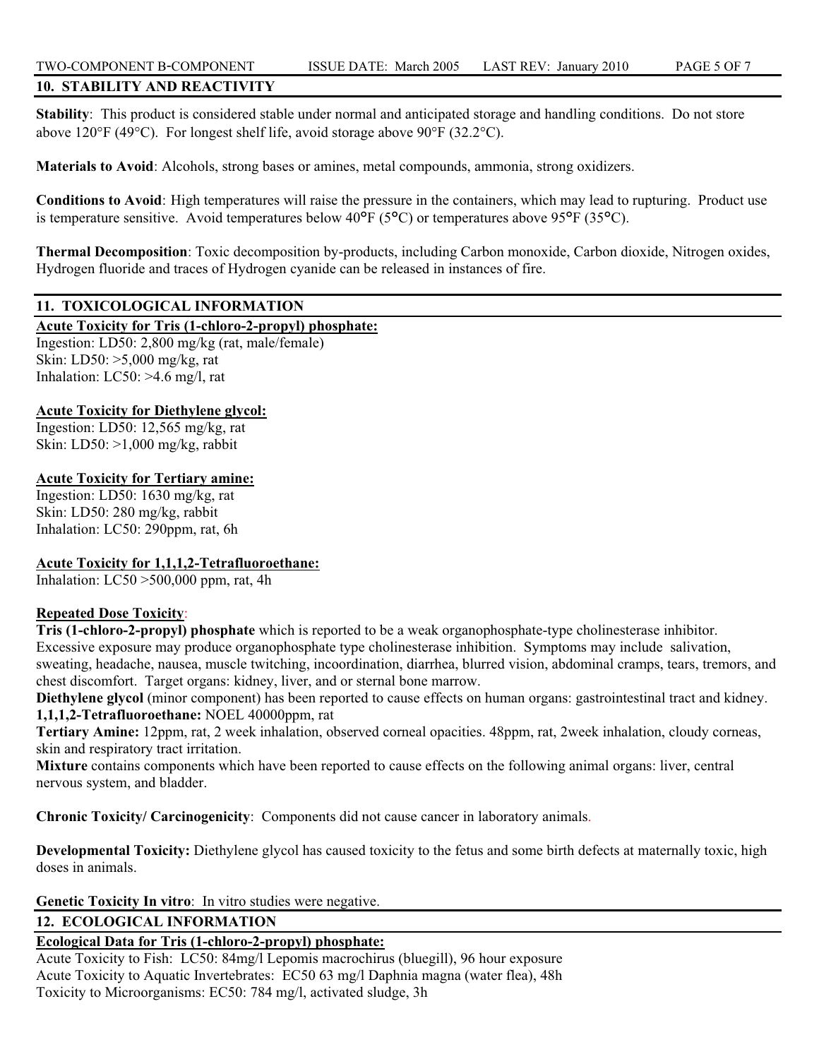## 10. STABILITY AND REACTIVITY

**Stability**: This product is considered stable under normal and anticipated storage and handling conditions. Do not store above 120°F (49°C). For longest shelf life, avoid storage above 90°F (32.2°C).

**Materials to Avoid**: Alcohols, strong bases or amines, metal compounds, ammonia, strong oxidizers.

**Conditions to Avoid**: High temperatures will raise the pressure in the containers, which may lead to rupturing. Product use is temperature sensitive. Avoid temperatures below 40°F (5°C) or temperatures above 95°F (35°C).

**Thermal Decomposition**: Toxic decomposition by-products, including Carbon monoxide, Carbon dioxide, Nitrogen oxides, Hydrogen fluoride and traces of Hydrogen cyanide can be released in instances of fire.

## 11. TOXICOLOGICAL INFORMATION

**Acute Toxicity for Tris (1-chloro-2-propyl) phosphate:**
Ingestion: LD50: 2,800 mg/kg (rat, male/female)
Skin: LD50: >5,000 mg/kg, rat
Inhalation: LC50: >4.6 mg/l, rat

**Acute Toxicity for Diethylene glycol:**
Ingestion: LD50: 12,565 mg/kg, rat
Skin: LD50: >1,000 mg/kg, rabbit

**Acute Toxicity for Tertiary amine:**
Ingestion: LD50: 1630 mg/kg, rat
Skin: LD50: 280 mg/kg, rabbit
Inhalation: LC50: 290ppm, rat, 6h

**Acute Toxicity for 1,1,1,2-Tetrafluoroethane:**
Inhalation: LC50 >500,000 ppm, rat, 4h

**Repeated Dose Toxicity**:
**Tris (1-chloro-2-propyl) phosphate** which is reported to be a weak organophosphate-type cholinesterase inhibitor. Excessive exposure may produce organophosphate type cholinesterase inhibition. Symptoms may include salivation, sweating, headache, nausea, muscle twitching, incoordination, diarrhea, blurred vision, abdominal cramps, tears, tremors, and chest discomfort. Target organs: kidney, liver, and or sternal bone marrow.
**Diethylene glycol** (minor component) has been reported to cause effects on human organs: gastrointestinal tract and kidney.
**1,1,1,2-Tetrafluoroethane:** NOEL 40000ppm, rat
**Tertiary Amine:** 12ppm, rat, 2 week inhalation, observed corneal opacities. 48ppm, rat, 2week inhalation, cloudy corneas, skin and respiratory tract irritation.
**Mixture** contains components which have been reported to cause effects on the following animal organs: liver, central nervous system, and bladder.

**Chronic Toxicity/ Carcinogenicity**: Components did not cause cancer in laboratory animals.

**Developmental Toxicity:** Diethylene glycol has caused toxicity to the fetus and some birth defects at maternally toxic, high doses in animals.

**Genetic Toxicity In vitro**: In vitro studies were negative.

## 12. ECOLOGICAL INFORMATION

**Ecological Data for Tris (1-chloro-2-propyl) phosphate:**
Acute Toxicity to Fish: LC50: 84mg/l Lepomis macrochirus (bluegill), 96 hour exposure
Acute Toxicity to Aquatic Invertebrates: EC50 63 mg/l Daphnia magna (water flea), 48h
Toxicity to Microorganisms: EC50: 784 mg/l, activated sludge, 3h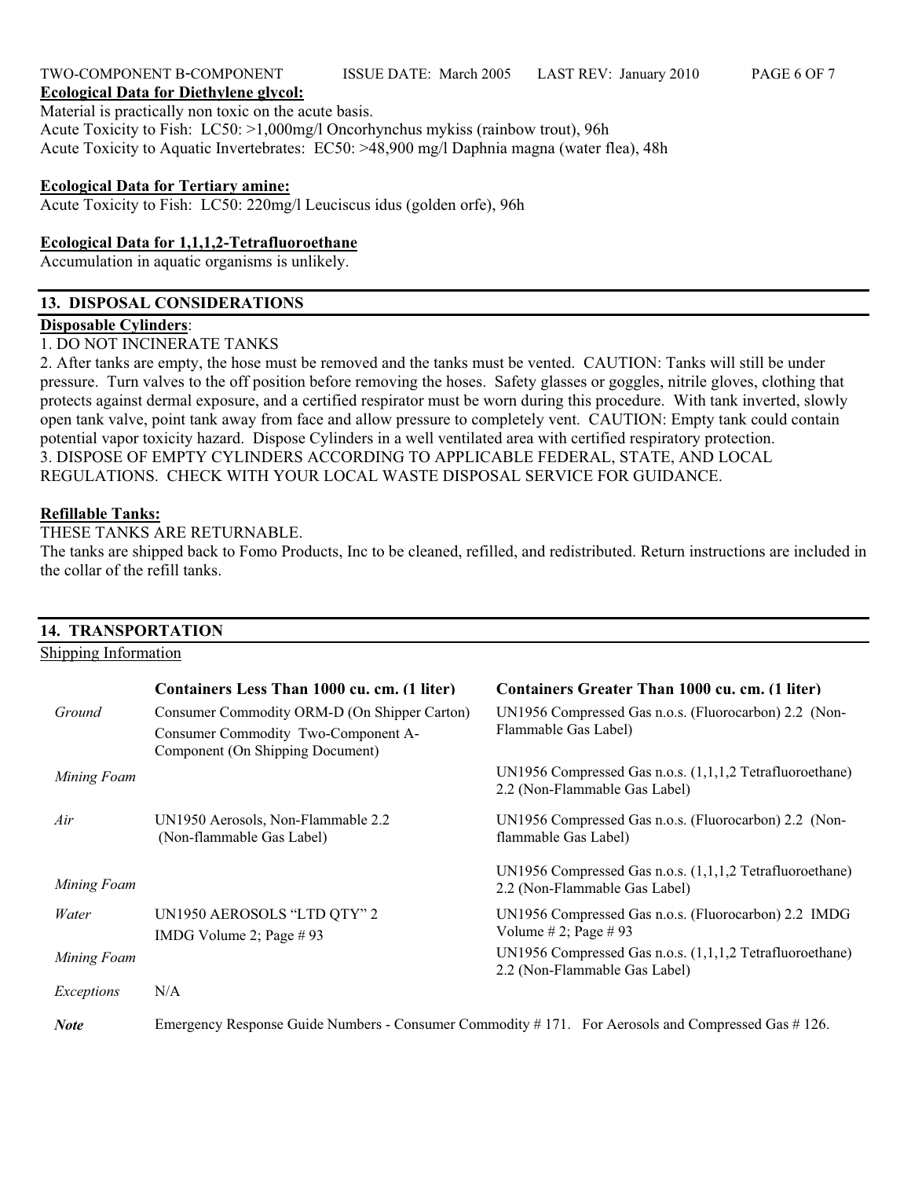**Ecological Data for Diethylene glycol:**

Material is practically non toxic on the acute basis.
Acute Toxicity to Fish: LC50: >1,000mg/l Oncorhynchus mykiss (rainbow trout), 96h
Acute Toxicity to Aquatic Invertebrates: EC50: >48,900 mg/l Daphnia magna (water flea), 48h

**Ecological Data for Tertiary amine:**

Acute Toxicity to Fish: LC50: 220mg/l Leuciscus idus (golden orfe), 96h

**Ecological Data for 1,1,1,2-Tetrafluoroethane**

Accumulation in aquatic organisms is unlikely.

## 13. DISPOSAL CONSIDERATIONS

**Disposable Cylinders**:

1. DO NOT INCINERATE TANKS
2. After tanks are empty, the hose must be removed and the tanks must be vented. CAUTION: Tanks will still be under pressure. Turn valves to the off position before removing the hoses. Safety glasses or goggles, nitrile gloves, clothing that protects against dermal exposure, and a certified respirator must be worn during this procedure. With tank inverted, slowly open tank valve, point tank away from face and allow pressure to completely vent. CAUTION: Empty tank could contain potential vapor toxicity hazard. Dispose Cylinders in a well ventilated area with certified respiratory protection.
3. DISPOSE OF EMPTY CYLINDERS ACCORDING TO APPLICABLE FEDERAL, STATE, AND LOCAL REGULATIONS. CHECK WITH YOUR LOCAL WASTE DISPOSAL SERVICE FOR GUIDANCE.

**Refillable Tanks:**

THESE TANKS ARE RETURNABLE.
The tanks are shipped back to Fomo Products, Inc to be cleaned, refilled, and redistributed. Return instructions are included in the collar of the refill tanks.

## 14. TRANSPORTATION

Shipping Information

| | **Containers Less Than 1000 cu. cm. (1 liter)** | **Containers Greater Than 1000 cu. cm. (1 liter)** |
|---|---|---|
| *Ground* | Consumer Commodity ORM-D (On Shipper Carton)<br>Consumer Commodity Two-Component A-Component (On Shipping Document) | UN1956 Compressed Gas n.o.s. (Fluorocarbon) 2.2 (Non-Flammable Gas Label) |
| *Mining Foam* | | UN1956 Compressed Gas n.o.s. (1,1,1,2 Tetrafluoroethane) 2.2 (Non-Flammable Gas Label) |
| *Air* | UN1950 Aerosols, Non-Flammable 2.2 (Non-flammable Gas Label) | UN1956 Compressed Gas n.o.s. (Fluorocarbon) 2.2 (Non-flammable Gas Label) |
| *Mining Foam* | | UN1956 Compressed Gas n.o.s. (1,1,1,2 Tetrafluoroethane) 2.2 (Non-Flammable Gas Label) |
| *Water* | UN1950 AEROSOLS "LTD QTY" 2<br>IMDG Volume 2; Page # 93 | UN1956 Compressed Gas n.o.s. (Fluorocarbon) 2.2 IMDG Volume # 2; Page # 93 |
| *Mining Foam* | | UN1956 Compressed Gas n.o.s. (1,1,1,2 Tetrafluoroethane) 2.2 (Non-Flammable Gas Label) |
| *Exceptions* | N/A | |

***Note*** Emergency Response Guide Numbers - Consumer Commodity # 171. For Aerosols and Compressed Gas # 126.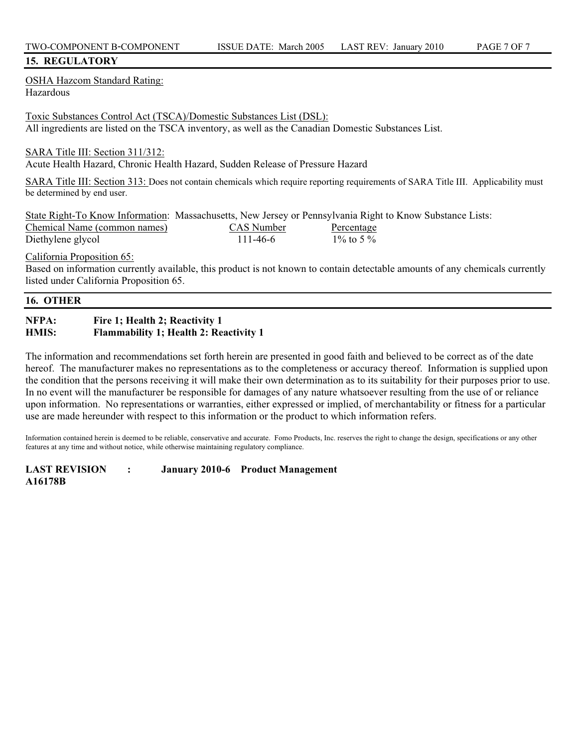## 15. REGULATORY

OSHA Hazcom Standard Rating:
Hazardous

Toxic Substances Control Act (TSCA)/Domestic Substances List (DSL):
All ingredients are listed on the TSCA inventory, as well as the Canadian Domestic Substances List.

SARA Title III: Section 311/312:
Acute Health Hazard, Chronic Health Hazard, Sudden Release of Pressure Hazard

SARA Title III: Section 313: Does not contain chemicals which require reporting requirements of SARA Title III. Applicability must be determined by end user.

State Right-To Know Information: Massachusetts, New Jersey or Pennsylvania Right to Know Substance Lists:

| Chemical Name (common names) | CAS Number | Percentage |
|---|---|---|
| Diethylene glycol | 111-46-6 | 1% to 5 % |

California Proposition 65:
Based on information currently available, this product is not known to contain detectable amounts of any chemicals currently listed under California Proposition 65.

## 16. OTHER

**NFPA: Fire 1; Health 2; Reactivity 1**
**HMIS: Flammability 1; Health 2: Reactivity 1**

The information and recommendations set forth herein are presented in good faith and believed to be correct as of the date hereof. The manufacturer makes no representations as to the completeness or accuracy thereof. Information is supplied upon the condition that the persons receiving it will make their own determination as to its suitability for their purposes prior to use. In no event will the manufacturer be responsible for damages of any nature whatsoever resulting from the use of or reliance upon information. No representations or warranties, either expressed or implied, of merchantability or fitness for a particular use are made hereunder with respect to this information or the product to which information refers.

Information contained herein is deemed to be reliable, conservative and accurate. Fomo Products, Inc. reserves the right to change the design, specifications or any other features at any time and without notice, while otherwise maintaining regulatory compliance.

**LAST REVISION : January 2010-6 Product Management**
**A16178B**